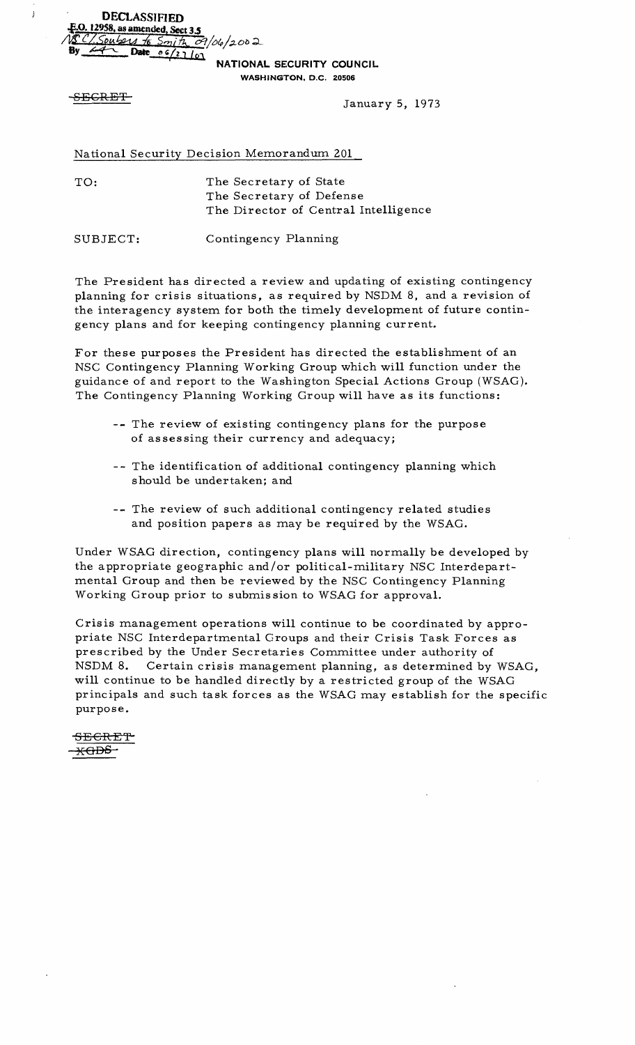DECLASSIFIED
E.O. 12958, as amended, Sect 3.5
NSC/Souders to Smith 09/06/2002
By [initials] Date 06/27/03

NATIONAL SECURITY COUNCIL
WASHINGTON, D.C. 20506

~~SECRET~~

January 5, 1973

National Security Decision Memorandum 201

TO: The Secretary of State
The Secretary of Defense
The Director of Central Intelligence

SUBJECT: Contingency Planning

The President has directed a review and updating of existing contingency planning for crisis situations, as required by NSDM 8, and a revision of the interagency system for both the timely development of future contingency plans and for keeping contingency planning current.

For these purposes the President has directed the establishment of an NSC Contingency Planning Working Group which will function under the guidance of and report to the Washington Special Actions Group (WSAG). The Contingency Planning Working Group will have as its functions:

- -- The review of existing contingency plans for the purpose of assessing their currency and adequacy;
- -- The identification of additional contingency planning which should be undertaken; and
- -- The review of such additional contingency related studies and position papers as may be required by the WSAG.

Under WSAG direction, contingency plans will normally be developed by the appropriate geographic and/or political-military NSC Interdepartmental Group and then be reviewed by the NSC Contingency Planning Working Group prior to submission to WSAG for approval.

Crisis management operations will continue to be coordinated by appropriate NSC Interdepartmental Groups and their Crisis Task Forces as prescribed by the Under Secretaries Committee under authority of NSDM 8. Certain crisis management planning, as determined by WSAG, will continue to be handled directly by a restricted group of the WSAG principals and such task forces as the WSAG may establish for the specific purpose.

~~SECRET~~
~~XGDS~~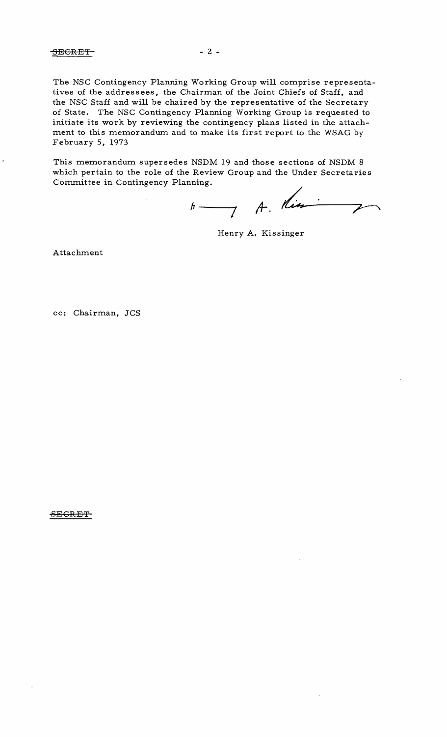SECRET

The NSC Contingency Planning Working Group will comprise representatives of the addressees, the Chairman of the Joint Chiefs of Staff, and the NSC Staff and will be chaired by the representative of the Secretary of State. The NSC Contingency Planning Working Group is requested to initiate its work by reviewing the contingency plans listed in the attachment to this memorandum and to make its first report to the WSAG by February 5, 1973

This memorandum supersedes NSDM 19 and those sections of NSDM 8 which pertain to the role of the Review Group and the Under Secretaries Committee in Contingency Planning.

H. A. Kissinger

Henry A. Kissinger

Attachment

cc: Chairman, JCS

SECRET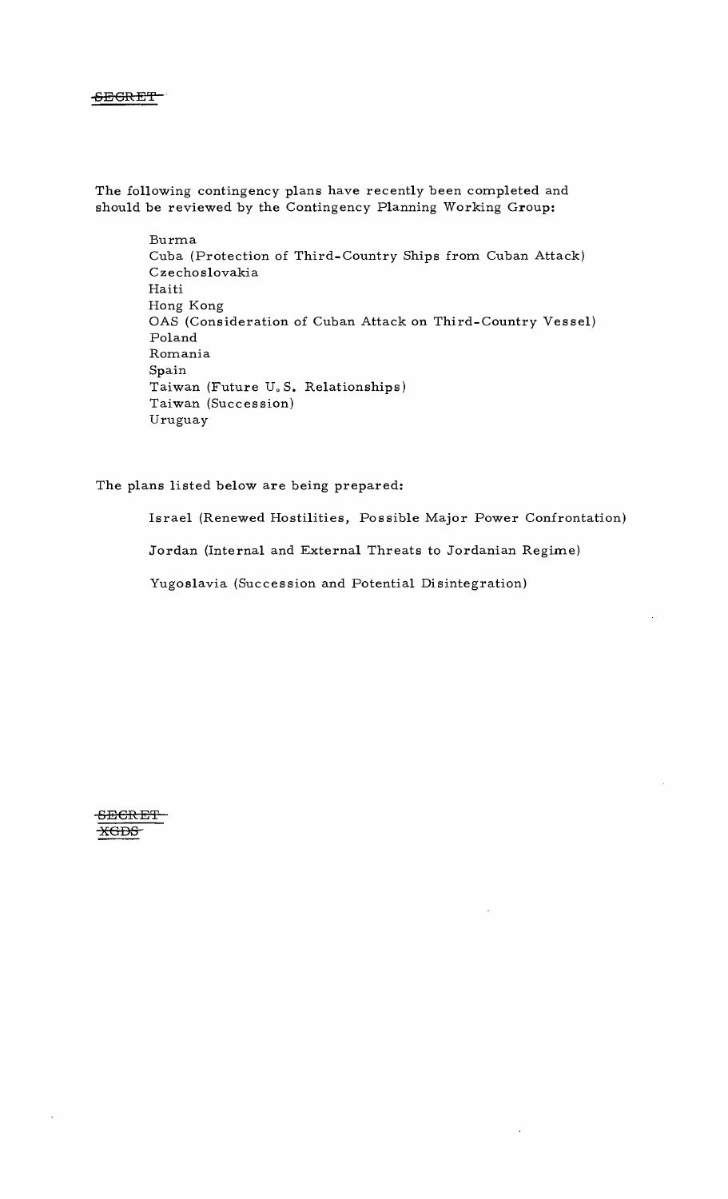~~SECRET~~

The following contingency plans have recently been completed and should be reviewed by the Contingency Planning Working Group:

- Burma
- Cuba (Protection of Third-Country Ships from Cuban Attack)
- Czechoslovakia
- Haiti
- Hong Kong
- OAS (Consideration of Cuban Attack on Third-Country Vessel)
- Poland
- Romania
- Spain
- Taiwan (Future U.S. Relationships)
- Taiwan (Succession)
- Uruguay

The plans listed below are being prepared:

- Israel (Renewed Hostilities, Possible Major Power Confrontation)
- Jordan (Internal and External Threats to Jordanian Regime)
- Yugoslavia (Succession and Potential Disintegration)

~~SECRET~~
~~XGDS~~